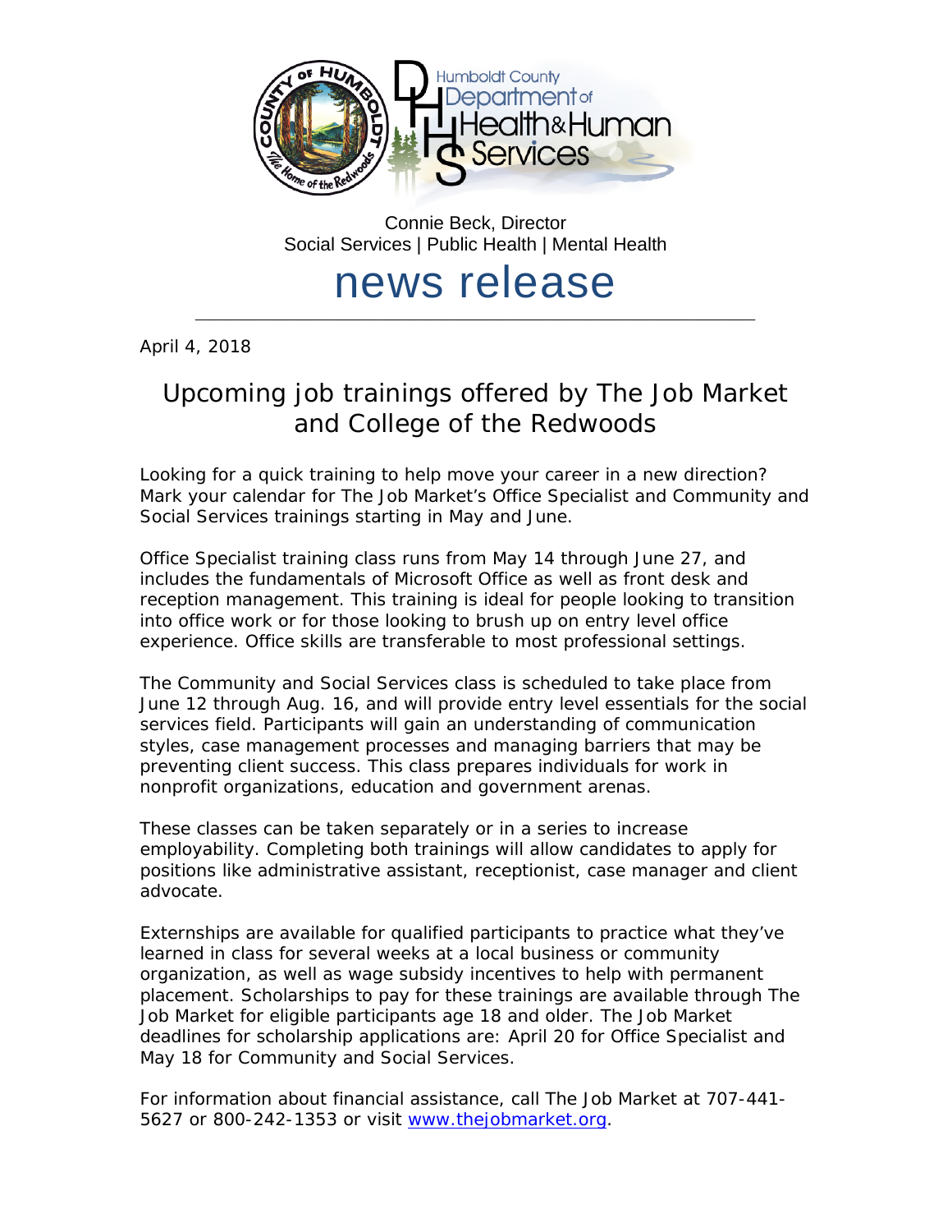Humboldt County Department of Health & Human Services

Connie Beck, Director
Social Services | Public Health | Mental Health

# news release

April 4, 2018

## Upcoming job trainings offered by The Job Market and College of the Redwoods

Looking for a quick training to help move your career in a new direction? Mark your calendar for The Job Market's Office Specialist and Community and Social Services trainings starting in May and June.

Office Specialist training class runs from May 14 through June 27, and includes the fundamentals of Microsoft Office as well as front desk and reception management. This training is ideal for people looking to transition into office work or for those looking to brush up on entry level office experience. Office skills are transferable to most professional settings.

The Community and Social Services class is scheduled to take place from June 12 through Aug. 16, and will provide entry level essentials for the social services field. Participants will gain an understanding of communication styles, case management processes and managing barriers that may be preventing client success. This class prepares individuals for work in nonprofit organizations, education and government arenas.

These classes can be taken separately or in a series to increase employability. Completing both trainings will allow candidates to apply for positions like administrative assistant, receptionist, case manager and client advocate.

Externships are available for qualified participants to practice what they've learned in class for several weeks at a local business or community organization, as well as wage subsidy incentives to help with permanent placement. Scholarships to pay for these trainings are available through The Job Market for eligible participants age 18 and older. The Job Market deadlines for scholarship applications are: April 20 for Office Specialist and May 18 for Community and Social Services.

For information about financial assistance, call The Job Market at 707-441-5627 or 800-242-1353 or visit [www.thejobmarket.org](http://www.thejobmarket.org).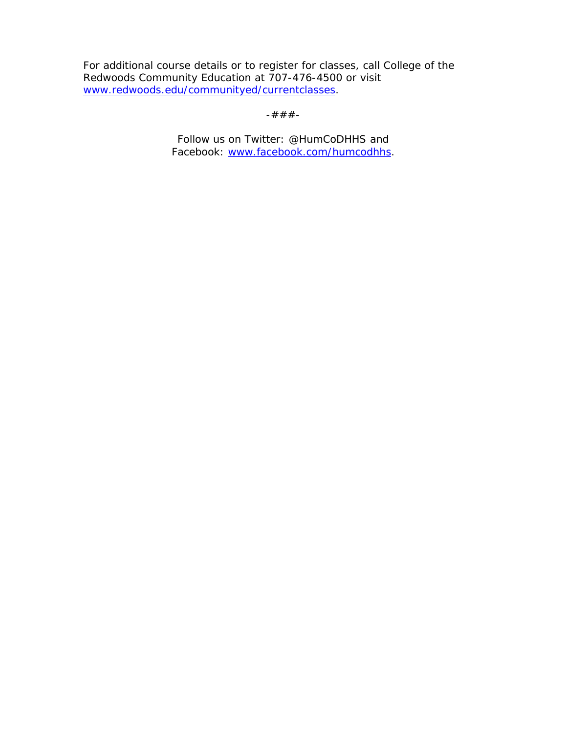For additional course details or to register for classes, call College of the Redwoods Community Education at 707-476-4500 or visit www.redwoods.edu/communityed/currentclasses.

-###-

Follow us on Twitter: @HumCoDHHS and Facebook: www.facebook.com/humcodhhs.